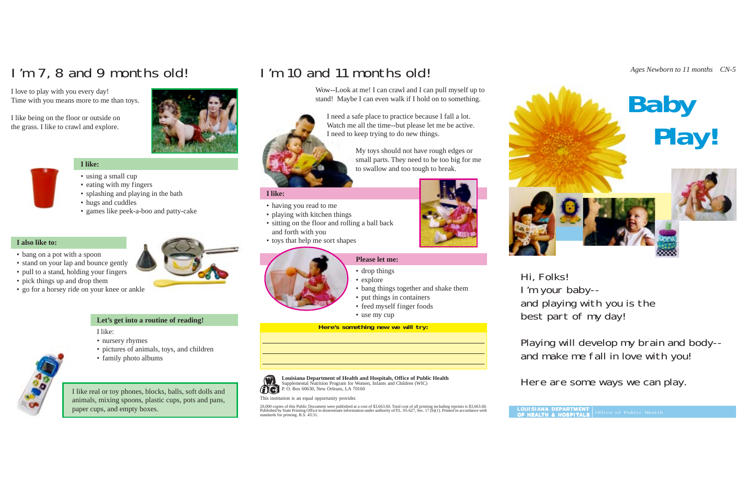# I'm 7, 8 and 9 months old!

I love to play with you every day!
Time with you means more to me than toys.

I like being on the floor or outside on the grass. I like to crawl and explore.

**I like:**

- using a small cup
- eating with my fingers
- splashing and playing in the bath
- hugs and cuddles
- games like peek-a-boo and patty-cake

**I also like to:**

- bang on a pot with a spoon
- stand on your lap and bounce gently
- pull to a stand, holding your fingers
- pick things up and drop them
- go for a horsey ride on your knee or ankle

**Let's get into a routine of reading!**

I like:

- nursery rhymes
- pictures of animals, toys, and children
- family photo albums

I like real or toy phones, blocks, balls, soft dolls and animals, mixing spoons, plastic cups, pots and pans, paper cups, and empty boxes.

# I'm 10 and 11 months old!

Wow--Look at me! I can crawl and I can pull myself up to stand! Maybe I can even walk if I hold on to something.

I need a safe place to practice because I fall a lot. Watch me all the time--but please let me be active. I need to keep trying to do new things.

My toys should not have rough edges or small parts. They need to be too big for me to swallow and too tough to break.

**I like:**

- having you read to me
- playing with kitchen things
- sitting on the floor and rolling a ball back and forth with you
- toys that help me sort shapes

**Please let me:**

- drop things
- explore
- bang things together and shake them
- put things in containers
- feed myself finger foods
- use my cup

**Here's something new we will try:**

\_\_\_\_\_\_\_\_\_\_\_\_\_\_\_\_\_\_\_\_\_\_\_\_\_\_\_\_\_\_\_\_\_\_\_\_\_\_\_\_

\_\_\_\_\_\_\_\_\_\_\_\_\_\_\_\_\_\_\_\_\_\_\_\_\_\_\_\_\_\_\_\_\_\_\_\_\_\_\_\_

\_\_\_\_\_\_\_\_\_\_\_\_\_\_\_\_\_\_\_\_\_\_\_\_\_\_\_\_\_\_\_\_\_\_\_\_\_\_\_\_

**Louisiana Department of Health and Hospitals, Office of Public Health**
Supplemental Nutrition Program for Women, Infants and Children (WIC)
P. O. Box 60630, New Orleans, LA 70160

This institution is an equal opportunity provider.

20,000 copies of this Public Document were published at a cost of $3,663.60. Total cost of all printing including reprints is $3,663.60. Published by State Printing Office to disseminate information under authority of P.L. 95-627, Sec. 17 (b)(1). Printed in accordance with standards for printing. R.S. 43:31.

*Ages Newborn to 11 months CN-5*

# Baby Play!

Hi, Folks!
I'm your baby--
and playing with you is the best part of my day!

Playing will develop my brain and body--and make me fall in love with you!

Here are some ways we can play.

LOUISIANA DEPARTMENT OF HEALTH & HOSPITALS | Office of Public Health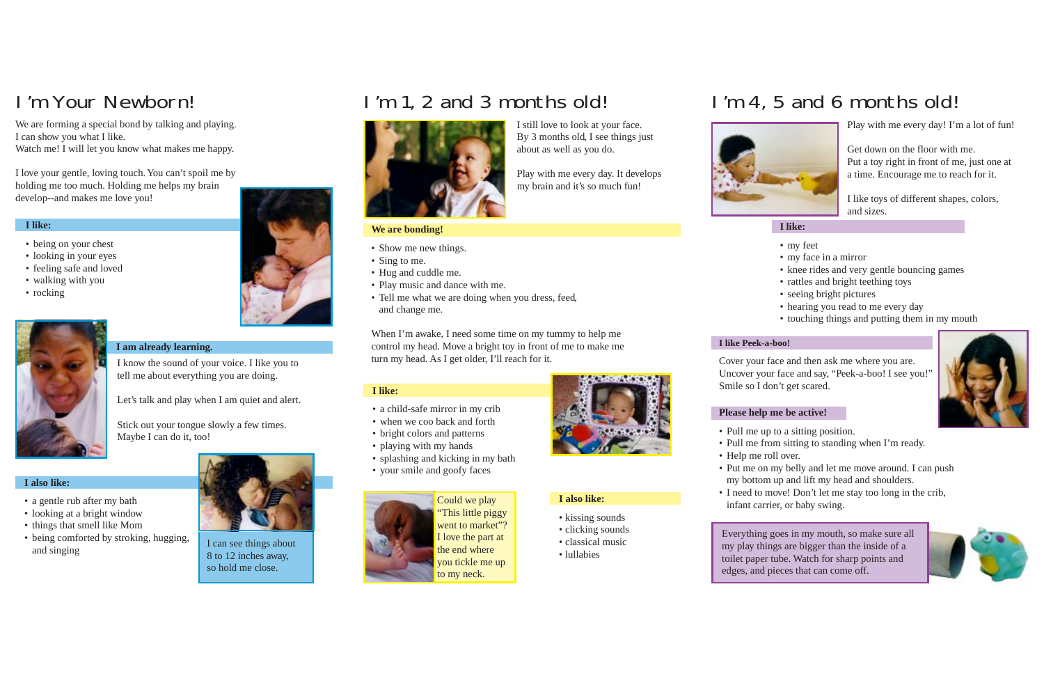# I'm Your Newborn!

We are forming a special bond by talking and playing.
I can show you what I like.
Watch me! I will let you know what makes me happy.

I love your gentle, loving touch. You can't spoil me by holding me too much. Holding me helps my brain develop--and makes me love you!

**I like:**

- being on your chest
- looking in your eyes
- feeling safe and loved
- walking with you
- rocking

**I am already learning.**

I know the sound of your voice. I like you to tell me about everything you are doing.

Let's talk and play when I am quiet and alert.

Stick out your tongue slowly a few times. Maybe I can do it, too!

**I also like:**

- a gentle rub after my bath
- looking at a bright window
- things that smell like Mom
- being comforted by stroking, hugging, and singing

I can see things about 8 to 12 inches away, so hold me close.

# I'm 1, 2 and 3 months old!

I still love to look at your face. By 3 months old, I see things just about as well as you do.

Play with me every day. It develops my brain and it's so much fun!

**We are bonding!**

- Show me new things.
- Sing to me.
- Hug and cuddle me.
- Play music and dance with me.
- Tell me what we are doing when you dress, feed, and change me.

When I'm awake, I need some time on my tummy to help me control my head. Move a bright toy in front of me to make me turn my head. As I get older, I'll reach for it.

**I like:**

- a child-safe mirror in my crib
- when we coo back and forth
- bright colors and patterns
- playing with my hands
- splashing and kicking in my bath
- your smile and goofy faces

Could we play "This little piggy went to market"? I love the part at the end where you tickle me up to my neck.

**I also like:**

- kissing sounds
- clicking sounds
- classical music
- lullabies

# I'm 4, 5 and 6 months old!

Play with me every day! I'm a lot of fun!

Get down on the floor with me. Put a toy right in front of me, just one at a time. Encourage me to reach for it.

I like toys of different shapes, colors, and sizes.

**I like:**

- my feet
- my face in a mirror
- knee rides and very gentle bouncing games
- rattles and bright teething toys
- seeing bright pictures
- hearing you read to me every day
- touching things and putting them in my mouth

**I like Peek-a-boo!**

Cover your face and then ask me where you are. Uncover your face and say, "Peek-a-boo! I see you!" Smile so I don't get scared.

**Please help me be active!**

- Pull me up to a sitting position.
- Pull me from sitting to standing when I'm ready.
- Help me roll over.
- Put me on my belly and let me move around. I can push my bottom up and lift my head and shoulders.
- I need to move! Don't let me stay too long in the crib, infant carrier, or baby swing.

Everything goes in my mouth, so make sure all my play things are bigger than the inside of a toilet paper tube. Watch for sharp points and edges, and pieces that can come off.